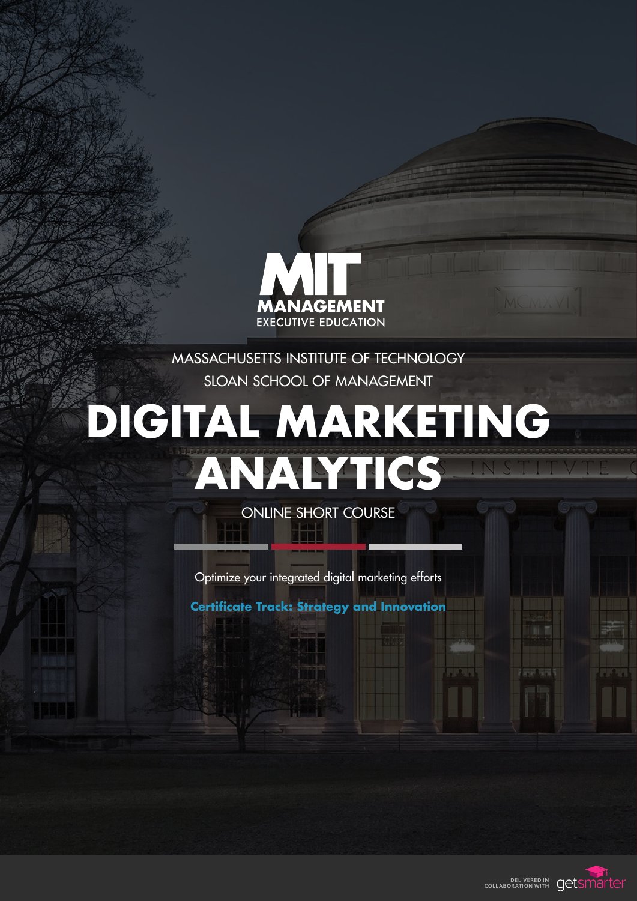MIT MANAGEMENT
EXECUTIVE EDUCATION

MASSACHUSETTS INSTITUTE OF TECHNOLOGY
SLOAN SCHOOL OF MANAGEMENT

# DIGITAL MARKETING ANALYTICS

ONLINE SHORT COURSE

Optimize your integrated digital marketing efforts

**Certificate Track: Strategy and Innovation**

DELIVERED IN COLLABORATION WITH getsmarter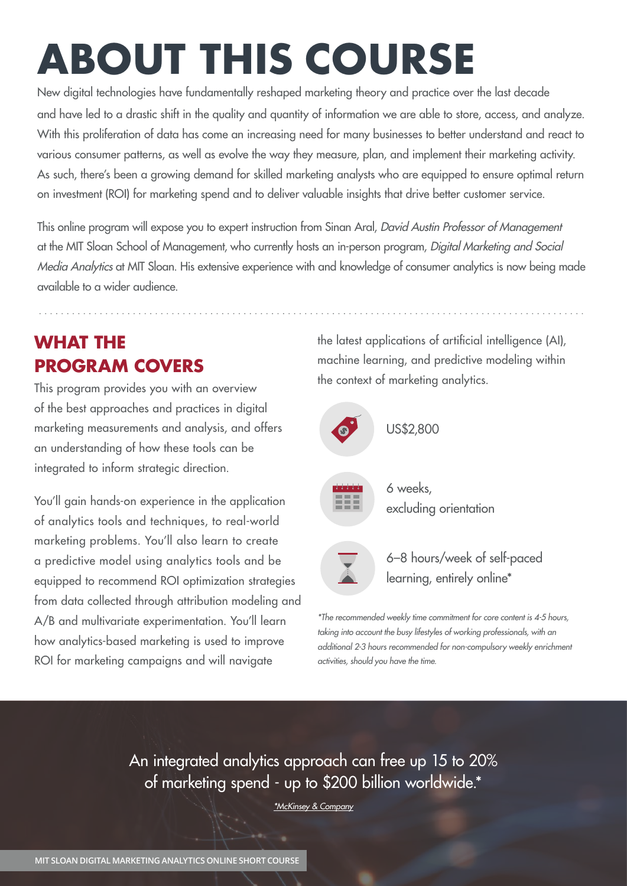# ABOUT THIS COURSE

New digital technologies have fundamentally reshaped marketing theory and practice over the last decade and have led to a drastic shift in the quality and quantity of information we are able to store, access, and analyze. With this proliferation of data has come an increasing need for many businesses to better understand and react to various consumer patterns, as well as evolve the way they measure, plan, and implement their marketing activity. As such, there's been a growing demand for skilled marketing analysts who are equipped to ensure optimal return on investment (ROI) for marketing spend and to deliver valuable insights that drive better customer service.

This online program will expose you to expert instruction from Sinan Aral, *David Austin Professor of Management* at the MIT Sloan School of Management, who currently hosts an in-person program, *Digital Marketing and Social Media Analytics* at MIT Sloan. His extensive experience with and knowledge of consumer analytics is now being made available to a wider audience.

## WHAT THE PROGRAM COVERS

This program provides you with an overview of the best approaches and practices in digital marketing measurements and analysis, and offers an understanding of how these tools can be integrated to inform strategic direction.

You'll gain hands-on experience in the application of analytics tools and techniques, to real-world marketing problems. You'll also learn to create a predictive model using analytics tools and be equipped to recommend ROI optimization strategies from data collected through attribution modeling and A/B and multivariate experimentation. You'll learn how analytics-based marketing is used to improve ROI for marketing campaigns and will navigate the latest applications of artificial intelligence (AI), machine learning, and predictive modeling within the context of marketing analytics.

US$2,800

6 weeks,
excluding orientation

6–8 hours/week of self-paced learning, entirely online*

*\*The recommended weekly time commitment for core content is 4-5 hours, taking into account the busy lifestyles of working professionals, with an additional 2-3 hours recommended for non-compulsory weekly enrichment activities, should you have the time.*

An integrated analytics approach can free up 15 to 20% of marketing spend - up to $200 billion worldwide.*

*\*McKinsey & Company*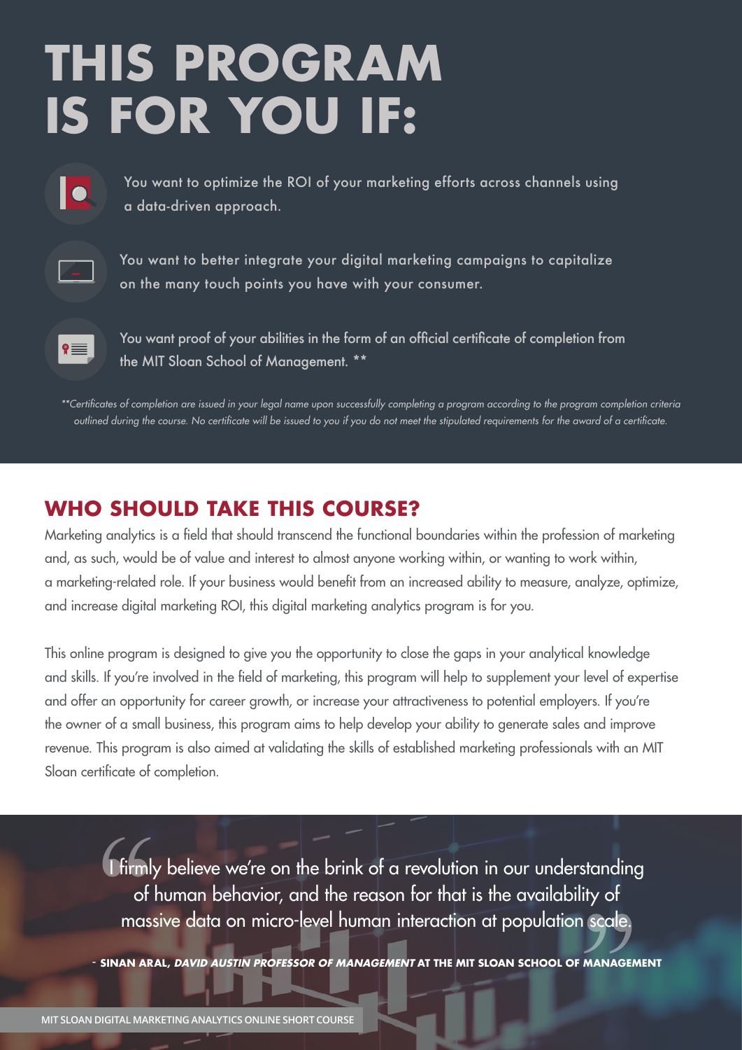# THIS PROGRAM IS FOR YOU IF:

- You want to optimize the ROI of your marketing efforts across channels using a data-driven approach.
- You want to better integrate your digital marketing campaigns to capitalize on the many touch points you have with your consumer.
- You want proof of your abilities in the form of an official certificate of completion from the MIT Sloan School of Management. **

*\*\*Certificates of completion are issued in your legal name upon successfully completing a program according to the program completion criteria outlined during the course. No certificate will be issued to you if you do not meet the stipulated requirements for the award of a certificate.*

## WHO SHOULD TAKE THIS COURSE?

Marketing analytics is a field that should transcend the functional boundaries within the profession of marketing and, as such, would be of value and interest to almost anyone working within, or wanting to work within, a marketing-related role. If your business would benefit from an increased ability to measure, analyze, optimize, and increase digital marketing ROI, this digital marketing analytics program is for you.

This online program is designed to give you the opportunity to close the gaps in your analytical knowledge and skills. If you're involved in the field of marketing, this program will help to supplement your level of expertise and offer an opportunity for career growth, or increase your attractiveness to potential employers. If you're the owner of a small business, this program aims to help develop your ability to generate sales and improve revenue. This program is also aimed at validating the skills of established marketing professionals with an MIT Sloan certificate of completion.

> "I firmly believe we're on the brink of a revolution in our understanding of human behavior, and the reason for that is the availability of massive data on micro-level human interaction at population scale."
>
> \- **SINAN ARAL, *DAVID AUSTIN PROFESSOR OF MANAGEMENT* AT THE MIT SLOAN SCHOOL OF MANAGEMENT**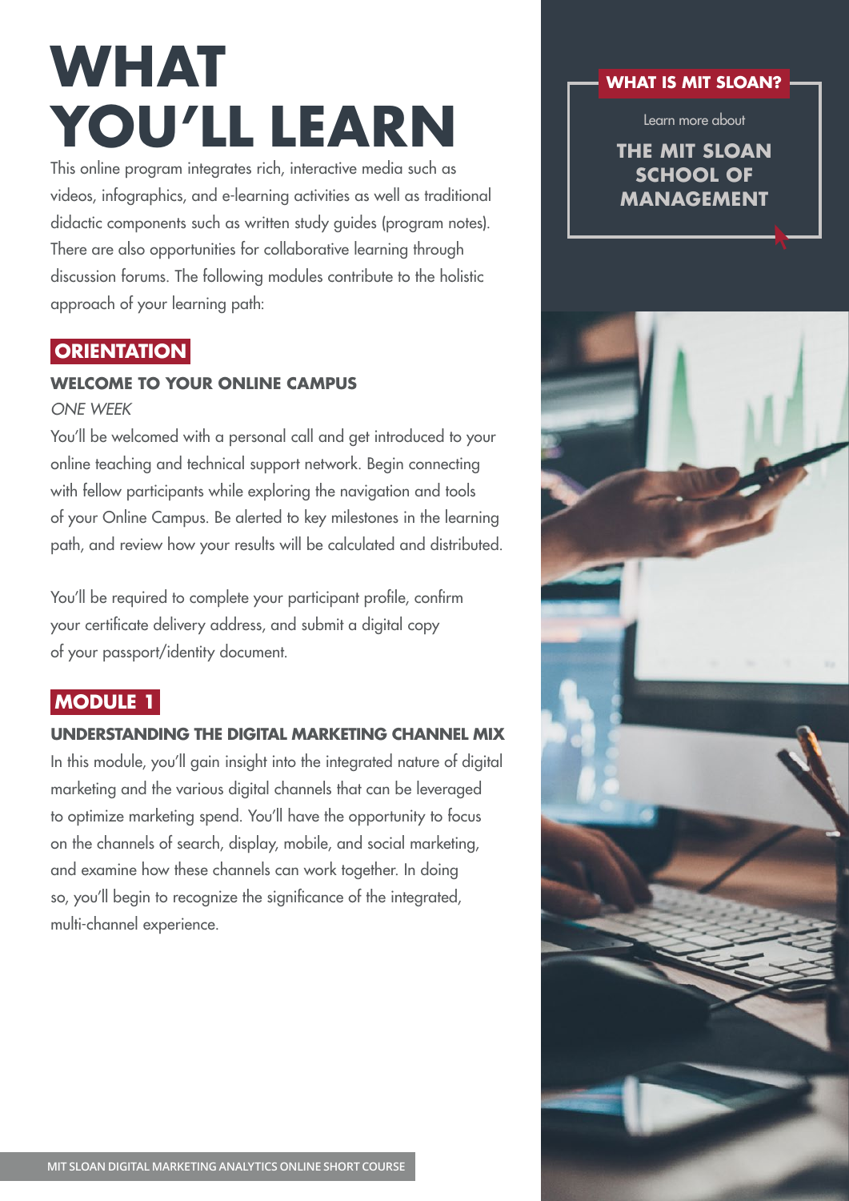# WHAT YOU'LL LEARN

This online program integrates rich, interactive media such as videos, infographics, and e-learning activities as well as traditional didactic components such as written study guides (program notes). There are also opportunities for collaborative learning through discussion forums. The following modules contribute to the holistic approach of your learning path:

## ORIENTATION

### WELCOME TO YOUR ONLINE CAMPUS

*ONE WEEK*

You'll be welcomed with a personal call and get introduced to your online teaching and technical support network. Begin connecting with fellow participants while exploring the navigation and tools of your Online Campus. Be alerted to key milestones in the learning path, and review how your results will be calculated and distributed.

You'll be required to complete your participant profile, confirm your certificate delivery address, and submit a digital copy of your passport/identity document.

## MODULE 1

### UNDERSTANDING THE DIGITAL MARKETING CHANNEL MIX

In this module, you'll gain insight into the integrated nature of digital marketing and the various digital channels that can be leveraged to optimize marketing spend. You'll have the opportunity to focus on the channels of search, display, mobile, and social marketing, and examine how these channels can work together. In doing so, you'll begin to recognize the significance of the integrated, multi-channel experience.

**WHAT IS MIT SLOAN?**

Learn more about

**THE MIT SLOAN SCHOOL OF MANAGEMENT**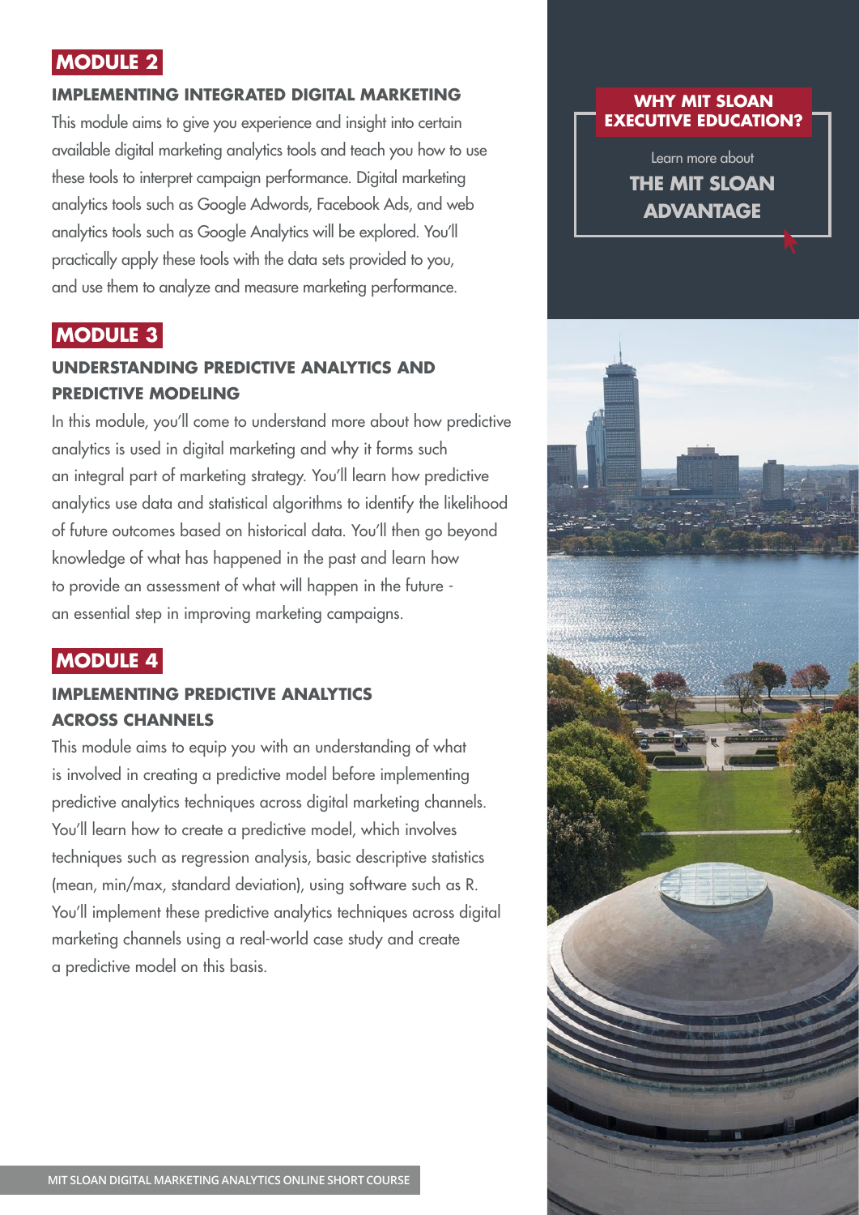## MODULE 2

### IMPLEMENTING INTEGRATED DIGITAL MARKETING

This module aims to give you experience and insight into certain available digital marketing analytics tools and teach you how to use these tools to interpret campaign performance. Digital marketing analytics tools such as Google Adwords, Facebook Ads, and web analytics tools such as Google Analytics will be explored. You'll practically apply these tools with the data sets provided to you, and use them to analyze and measure marketing performance.

## MODULE 3

### UNDERSTANDING PREDICTIVE ANALYTICS AND PREDICTIVE MODELING

In this module, you'll come to understand more about how predictive analytics is used in digital marketing and why it forms such an integral part of marketing strategy. You'll learn how predictive analytics use data and statistical algorithms to identify the likelihood of future outcomes based on historical data. You'll then go beyond knowledge of what has happened in the past and learn how to provide an assessment of what will happen in the future - an essential step in improving marketing campaigns.

## MODULE 4

### IMPLEMENTING PREDICTIVE ANALYTICS ACROSS CHANNELS

This module aims to equip you with an understanding of what is involved in creating a predictive model before implementing predictive analytics techniques across digital marketing channels. You'll learn how to create a predictive model, which involves techniques such as regression analysis, basic descriptive statistics (mean, min/max, standard deviation), using software such as R. You'll implement these predictive analytics techniques across digital marketing channels using a real-world case study and create a predictive model on this basis.

**WHY MIT SLOAN EXECUTIVE EDUCATION?**

Learn more about

**THE MIT SLOAN ADVANTAGE**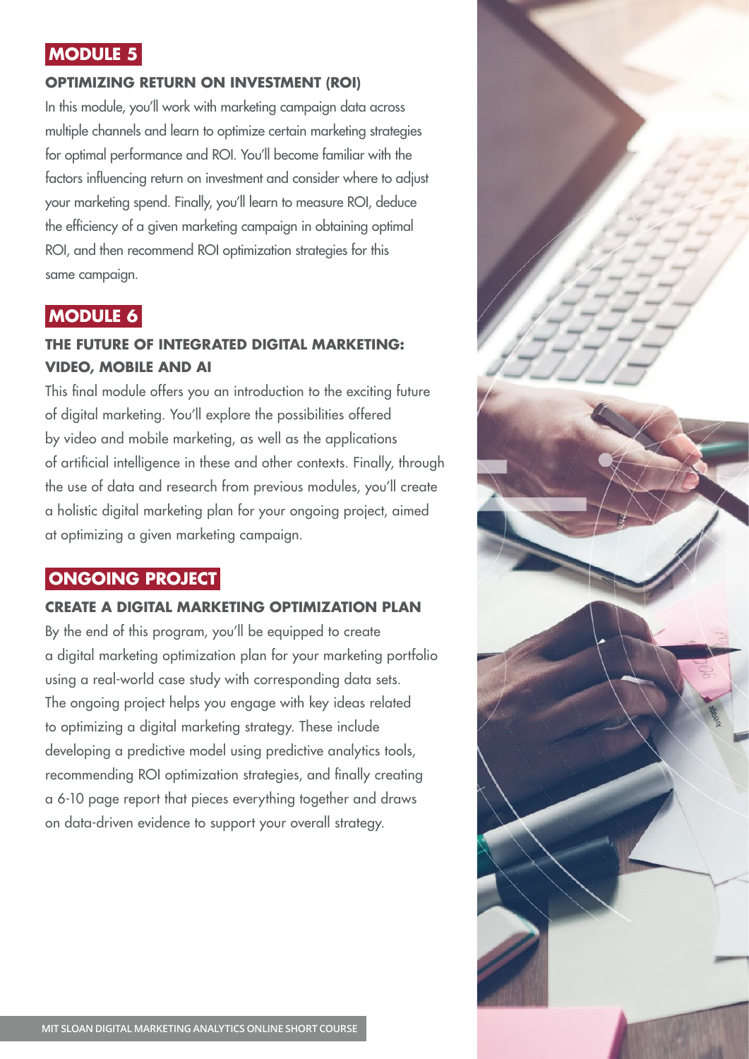## MODULE 5

### OPTIMIZING RETURN ON INVESTMENT (ROI)

In this module, you'll work with marketing campaign data across multiple channels and learn to optimize certain marketing strategies for optimal performance and ROI. You'll become familiar with the factors influencing return on investment and consider where to adjust your marketing spend. Finally, you'll learn to measure ROI, deduce the efficiency of a given marketing campaign in obtaining optimal ROI, and then recommend ROI optimization strategies for this same campaign.

## MODULE 6

### THE FUTURE OF INTEGRATED DIGITAL MARKETING: VIDEO, MOBILE AND AI

This final module offers you an introduction to the exciting future of digital marketing. You'll explore the possibilities offered by video and mobile marketing, as well as the applications of artificial intelligence in these and other contexts. Finally, through the use of data and research from previous modules, you'll create a holistic digital marketing plan for your ongoing project, aimed at optimizing a given marketing campaign.

## ONGOING PROJECT

### CREATE A DIGITAL MARKETING OPTIMIZATION PLAN

By the end of this program, you'll be equipped to create a digital marketing optimization plan for your marketing portfolio using a real-world case study with corresponding data sets. The ongoing project helps you engage with key ideas related to optimizing a digital marketing strategy. These include developing a predictive model using predictive analytics tools, recommending ROI optimization strategies, and finally creating a 6-10 page report that pieces everything together and draws on data-driven evidence to support your overall strategy.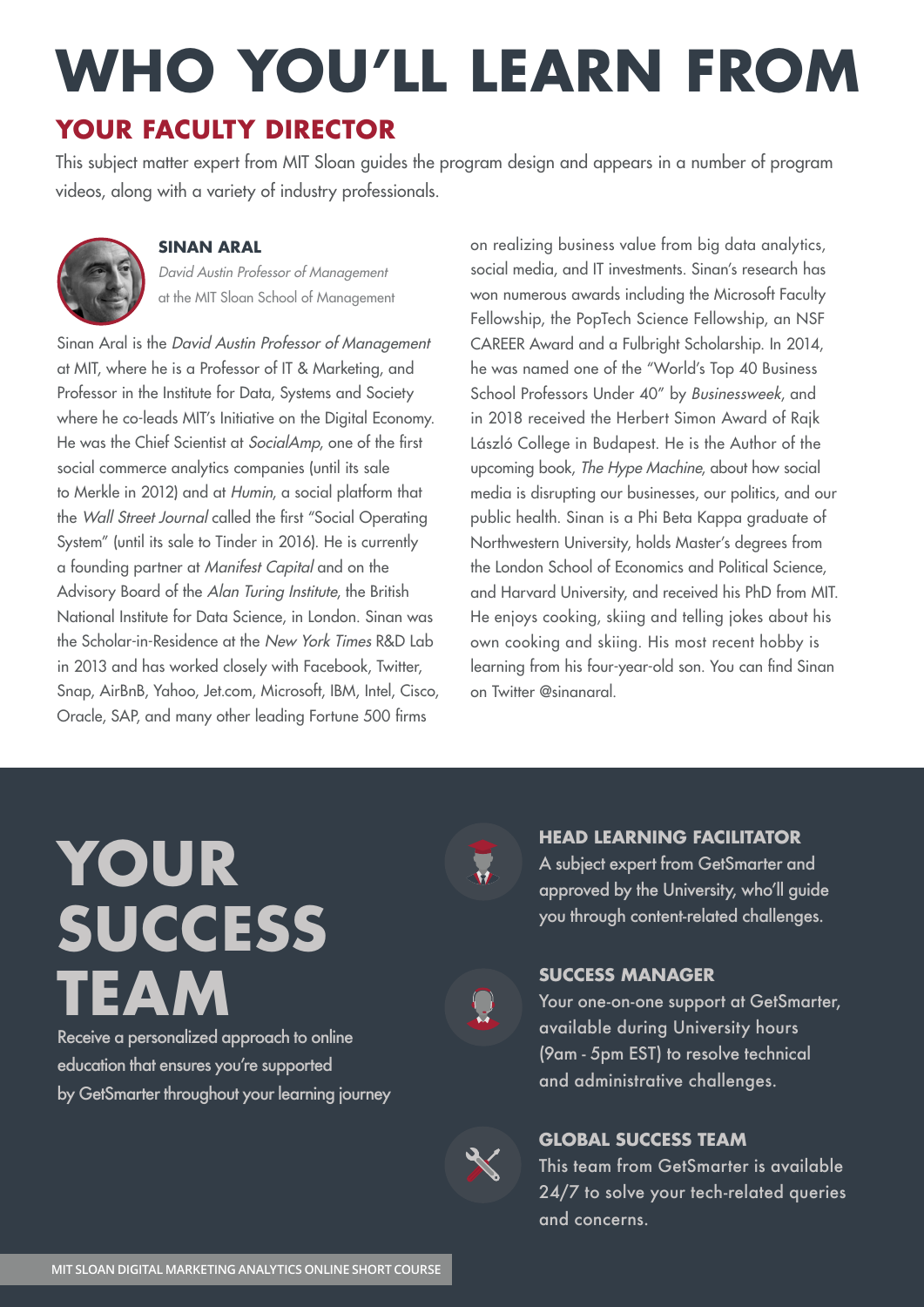# WHO YOU'LL LEARN FROM

## YOUR FACULTY DIRECTOR

This subject matter expert from MIT Sloan guides the program design and appears in a number of program videos, along with a variety of industry professionals.

### SINAN ARAL

*David Austin Professor of Management* at the MIT Sloan School of Management

Sinan Aral is the *David Austin Professor of Management* at MIT, where he is a Professor of IT & Marketing, and Professor in the Institute for Data, Systems and Society where he co-leads MIT's Initiative on the Digital Economy. He was the Chief Scientist at *SocialAmp*, one of the first social commerce analytics companies (until its sale to Merkle in 2012) and at *Humin*, a social platform that the *Wall Street Journal* called the first "Social Operating System" (until its sale to Tinder in 2016). He is currently a founding partner at *Manifest Capital* and on the Advisory Board of the *Alan Turing Institute*, the British National Institute for Data Science, in London. Sinan was the Scholar-in-Residence at the *New York Times* R&D Lab in 2013 and has worked closely with Facebook, Twitter, Snap, AirBnB, Yahoo, Jet.com, Microsoft, IBM, Intel, Cisco, Oracle, SAP, and many other leading Fortune 500 firms on realizing business value from big data analytics, social media, and IT investments. Sinan's research has won numerous awards including the Microsoft Faculty Fellowship, the PopTech Science Fellowship, an NSF CAREER Award and a Fulbright Scholarship. In 2014, he was named one of the "World's Top 40 Business School Professors Under 40" by *Businessweek*, and in 2018 received the Herbert Simon Award of Rajk László College in Budapest. He is the Author of the upcoming book, *The Hype Machine*, about how social media is disrupting our businesses, our politics, and our public health. Sinan is a Phi Beta Kappa graduate of Northwestern University, holds Master's degrees from the London School of Economics and Political Science, and Harvard University, and received his PhD from MIT. He enjoys cooking, skiing and telling jokes about his own cooking and skiing. His most recent hobby is learning from his four-year-old son. You can find Sinan on Twitter @sinanaral.

# YOUR SUCCESS TEAM

Receive a personalized approach to online education that ensures you're supported by GetSmarter throughout your learning journey

### HEAD LEARNING FACILITATOR

A subject expert from GetSmarter and approved by the University, who'll guide you through content-related challenges.

### SUCCESS MANAGER

Your one-on-one support at GetSmarter, available during University hours (9am - 5pm EST) to resolve technical and administrative challenges.

### GLOBAL SUCCESS TEAM

This team from GetSmarter is available 24/7 to solve your tech-related queries and concerns.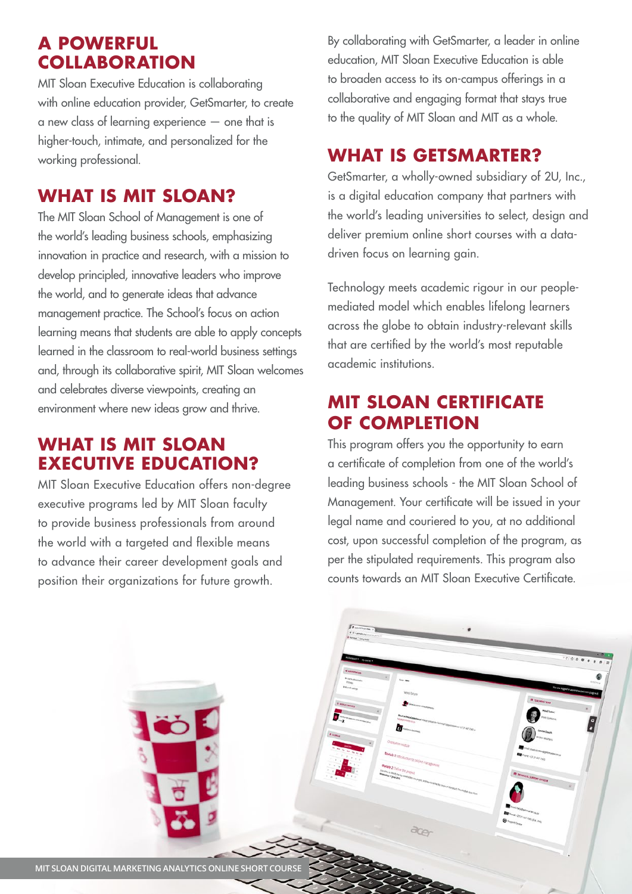## A POWERFUL COLLABORATION

MIT Sloan Executive Education is collaborating with online education provider, GetSmarter, to create a new class of learning experience — one that is higher-touch, intimate, and personalized for the working professional.

## WHAT IS MIT SLOAN?

The MIT Sloan School of Management is one of the world's leading business schools, emphasizing innovation in practice and research, with a mission to develop principled, innovative leaders who improve the world, and to generate ideas that advance management practice. The School's focus on action learning means that students are able to apply concepts learned in the classroom to real-world business settings and, through its collaborative spirit, MIT Sloan welcomes and celebrates diverse viewpoints, creating an environment where new ideas grow and thrive.

## WHAT IS MIT SLOAN EXECUTIVE EDUCATION?

MIT Sloan Executive Education offers non-degree executive programs led by MIT Sloan faculty to provide business professionals from around the world with a targeted and flexible means to advance their career development goals and position their organizations for future growth.

By collaborating with GetSmarter, a leader in online education, MIT Sloan Executive Education is able to broaden access to its on-campus offerings in a collaborative and engaging format that stays true to the quality of MIT Sloan and MIT as a whole.

## WHAT IS GETSMARTER?

GetSmarter, a wholly-owned subsidiary of 2U, Inc., is a digital education company that partners with the world's leading universities to select, design and deliver premium online short courses with a data-driven focus on learning gain.

Technology meets academic rigour in our people-mediated model which enables lifelong learners across the globe to obtain industry-relevant skills that are certified by the world's most reputable academic institutions.

## MIT SLOAN CERTIFICATE OF COMPLETION

This program offers you the opportunity to earn a certificate of completion from one of the world's leading business schools - the MIT Sloan School of Management. Your certificate will be issued in your legal name and couriered to you, at no additional cost, upon successful completion of the program, as per the stipulated requirements. This program also counts towards an MIT Sloan Executive Certificate.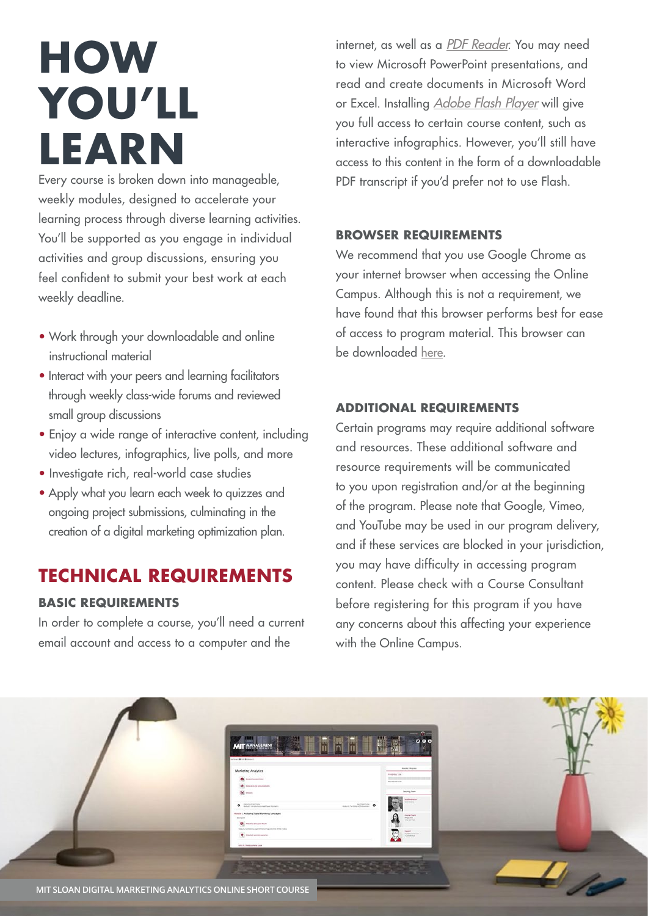# HOW YOU'LL LEARN

Every course is broken down into manageable, weekly modules, designed to accelerate your learning process through diverse learning activities. You'll be supported as you engage in individual activities and group discussions, ensuring you feel confident to submit your best work at each weekly deadline.

- Work through your downloadable and online instructional material
- Interact with your peers and learning facilitators through weekly class-wide forums and reviewed small group discussions
- Enjoy a wide range of interactive content, including video lectures, infographics, live polls, and more
- Investigate rich, real-world case studies
- Apply what you learn each week to quizzes and ongoing project submissions, culminating in the creation of a digital marketing optimization plan.

## TECHNICAL REQUIREMENTS

### BASIC REQUIREMENTS

In order to complete a course, you'll need a current email account and access to a computer and the internet, as well as a *PDF Reader*. You may need to view Microsoft PowerPoint presentations, and read and create documents in Microsoft Word or Excel. Installing *Adobe Flash Player* will give you full access to certain course content, such as interactive infographics. However, you'll still have access to this content in the form of a downloadable PDF transcript if you'd prefer not to use Flash.

### BROWSER REQUIREMENTS

We recommend that you use Google Chrome as your internet browser when accessing the Online Campus. Although this is not a requirement, we have found that this browser performs best for ease of access to program material. This browser can be downloaded here.

### ADDITIONAL REQUIREMENTS

Certain programs may require additional software and resources. These additional software and resource requirements will be communicated to you upon registration and/or at the beginning of the program. Please note that Google, Vimeo, and YouTube may be used in our program delivery, and if these services are blocked in your jurisdiction, you may have difficulty in accessing program content. Please check with a Course Consultant before registering for this program if you have any concerns about this affecting your experience with the Online Campus.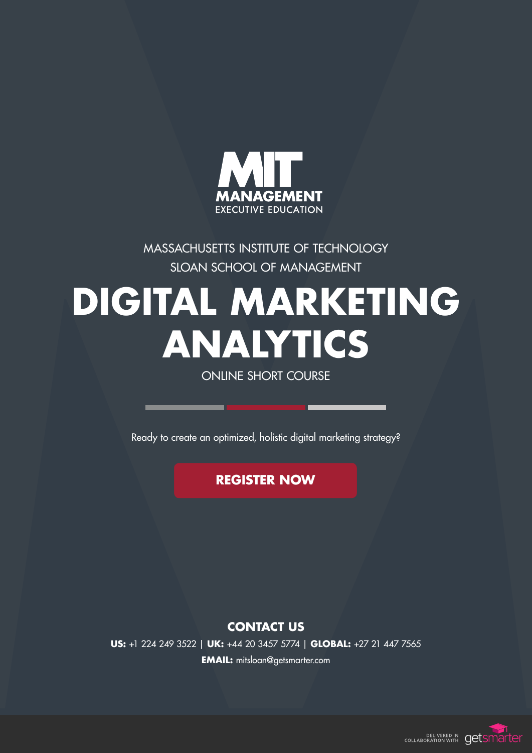MIT MANAGEMENT
EXECUTIVE EDUCATION

MASSACHUSETTS INSTITUTE OF TECHNOLOGY
SLOAN SCHOOL OF MANAGEMENT

# DIGITAL MARKETING ANALYTICS

ONLINE SHORT COURSE

Ready to create an optimized, holistic digital marketing strategy?

**REGISTER NOW**

## CONTACT US

**US:** +1 224 249 3522 | **UK:** +44 20 3457 5774 | **GLOBAL:** +27 21 447 7565

**EMAIL:** mitsloan@getsmarter.com

DELIVERED IN COLLABORATION WITH getsmarter